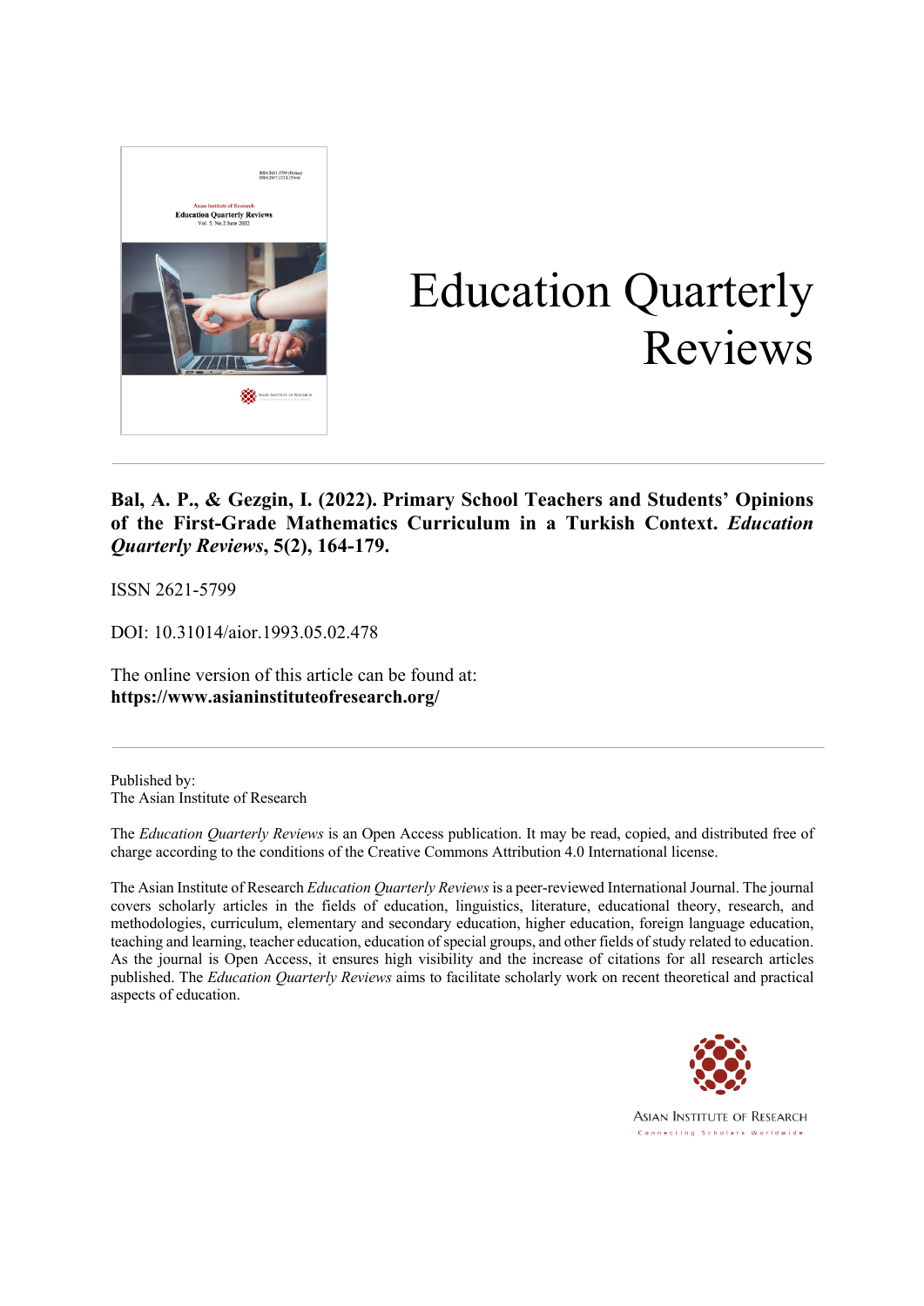# Education Quarterly Reviews

**Bal, A. P., & Gezgin, I. (2022). Primary School Teachers and Students' Opinions of the First-Grade Mathematics Curriculum in a Turkish Context. *Education Quarterly Reviews*, 5(2), 164-179.**

ISSN 2621-5799

DOI: 10.31014/aior.1993.05.02.478

The online version of this article can be found at:
**https://www.asianinstituteofresearch.org/**

---

Published by:
The Asian Institute of Research

The *Education Quarterly Reviews* is an Open Access publication. It may be read, copied, and distributed free of charge according to the conditions of the Creative Commons Attribution 4.0 International license.

The Asian Institute of Research *Education Quarterly Reviews* is a peer-reviewed International Journal. The journal covers scholarly articles in the fields of education, linguistics, literature, educational theory, research, and methodologies, curriculum, elementary and secondary education, higher education, foreign language education, teaching and learning, teacher education, education of special groups, and other fields of study related to education. As the journal is Open Access, it ensures high visibility and the increase of citations for all research articles published. The *Education Quarterly Reviews* aims to facilitate scholarly work on recent theoretical and practical aspects of education.

ASIAN INSTITUTE OF RESEARCH
Connecting Scholars Worldwide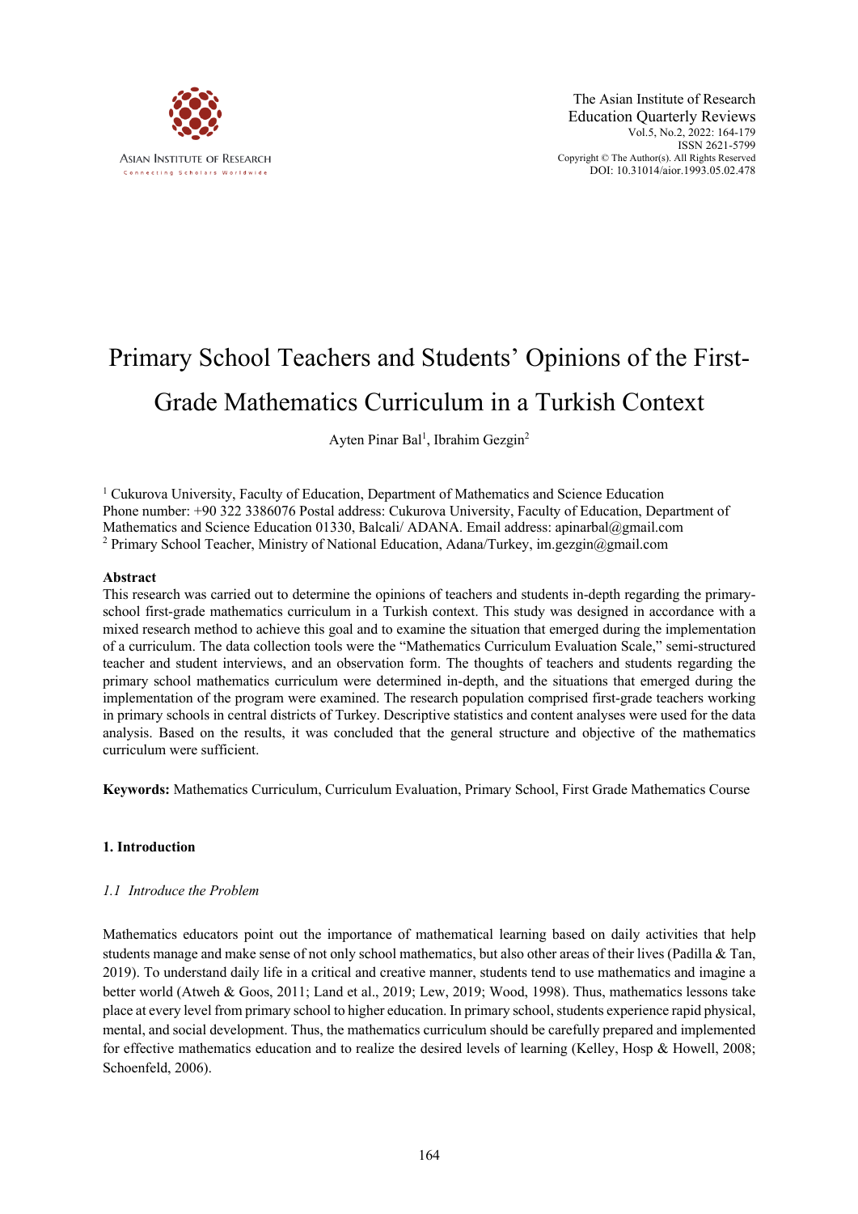# Primary School Teachers and Students' Opinions of the First-Grade Mathematics Curriculum in a Turkish Context

Ayten Pinar Bal[1], Ibrahim Gezgin[2]

[1] Cukurova University, Faculty of Education, Department of Mathematics and Science Education
Phone number: +90 322 3386076 Postal address: Cukurova University, Faculty of Education, Department of Mathematics and Science Education 01330, Balcali/ ADANA. Email address: apinarbal@gmail.com
[2] Primary School Teacher, Ministry of National Education, Adana/Turkey, im.gezgin@gmail.com

**Abstract**

This research was carried out to determine the opinions of teachers and students in-depth regarding the primary-school first-grade mathematics curriculum in a Turkish context. This study was designed in accordance with a mixed research method to achieve this goal and to examine the situation that emerged during the implementation of a curriculum. The data collection tools were the "Mathematics Curriculum Evaluation Scale," semi-structured teacher and student interviews, and an observation form. The thoughts of teachers and students regarding the primary school mathematics curriculum were determined in-depth, and the situations that emerged during the implementation of the program were examined. The research population comprised first-grade teachers working in primary schools in central districts of Turkey. Descriptive statistics and content analyses were used for the data analysis. Based on the results, it was concluded that the general structure and objective of the mathematics curriculum were sufficient.

**Keywords:** Mathematics Curriculum, Curriculum Evaluation, Primary School, First Grade Mathematics Course

## 1. Introduction

### *1.1 Introduce the Problem*

Mathematics educators point out the importance of mathematical learning based on daily activities that help students manage and make sense of not only school mathematics, but also other areas of their lives (Padilla & Tan, 2019). To understand daily life in a critical and creative manner, students tend to use mathematics and imagine a better world (Atweh & Goos, 2011; Land et al., 2019; Lew, 2019; Wood, 1998). Thus, mathematics lessons take place at every level from primary school to higher education. In primary school, students experience rapid physical, mental, and social development. Thus, the mathematics curriculum should be carefully prepared and implemented for effective mathematics education and to realize the desired levels of learning (Kelley, Hosp & Howell, 2008; Schoenfeld, 2006).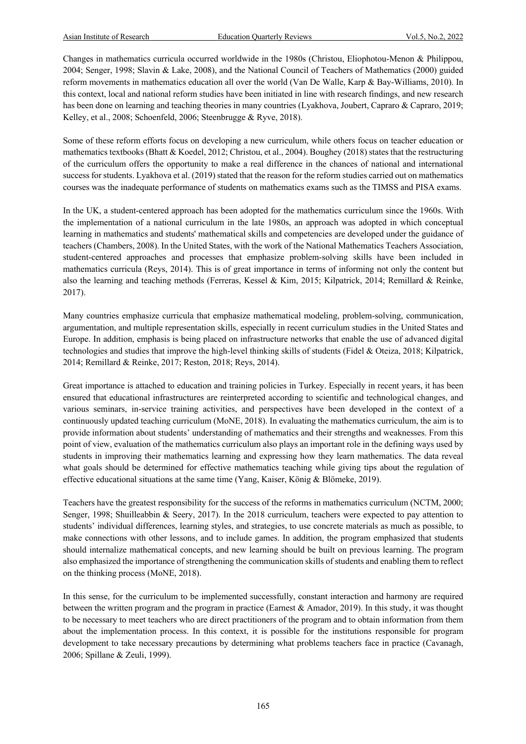Changes in mathematics curricula occurred worldwide in the 1980s (Christou, Eliophotou-Menon & Philippou, 2004; Senger, 1998; Slavin & Lake, 2008), and the National Council of Teachers of Mathematics (2000) guided reform movements in mathematics education all over the world (Van De Walle, Karp & Bay-Williams, 2010). In this context, local and national reform studies have been initiated in line with research findings, and new research has been done on learning and teaching theories in many countries (Lyakhova, Joubert, Capraro & Capraro, 2019; Kelley, et al., 2008; Schoenfeld, 2006; Steenbrugge & Ryve, 2018).

Some of these reform efforts focus on developing a new curriculum, while others focus on teacher education or mathematics textbooks (Bhatt & Koedel, 2012; Christou, et al., 2004). Boughey (2018) states that the restructuring of the curriculum offers the opportunity to make a real difference in the chances of national and international success for students. Lyakhova et al. (2019) stated that the reason for the reform studies carried out on mathematics courses was the inadequate performance of students on mathematics exams such as the TIMSS and PISA exams.

In the UK, a student-centered approach has been adopted for the mathematics curriculum since the 1960s. With the implementation of a national curriculum in the late 1980s, an approach was adopted in which conceptual learning in mathematics and students' mathematical skills and competencies are developed under the guidance of teachers (Chambers, 2008). In the United States, with the work of the National Mathematics Teachers Association, student-centered approaches and processes that emphasize problem-solving skills have been included in mathematics curricula (Reys, 2014). This is of great importance in terms of informing not only the content but also the learning and teaching methods (Ferreras, Kessel & Kim, 2015; Kilpatrick, 2014; Remillard & Reinke, 2017).

Many countries emphasize curricula that emphasize mathematical modeling, problem-solving, communication, argumentation, and multiple representation skills, especially in recent curriculum studies in the United States and Europe. In addition, emphasis is being placed on infrastructure networks that enable the use of advanced digital technologies and studies that improve the high-level thinking skills of students (Fidel & Oteiza, 2018; Kilpatrick, 2014; Remillard & Reinke, 2017; Reston, 2018; Reys, 2014).

Great importance is attached to education and training policies in Turkey. Especially in recent years, it has been ensured that educational infrastructures are reinterpreted according to scientific and technological changes, and various seminars, in-service training activities, and perspectives have been developed in the context of a continuously updated teaching curriculum (MoNE, 2018). In evaluating the mathematics curriculum, the aim is to provide information about students' understanding of mathematics and their strengths and weaknesses. From this point of view, evaluation of the mathematics curriculum also plays an important role in the defining ways used by students in improving their mathematics learning and expressing how they learn mathematics. The data reveal what goals should be determined for effective mathematics teaching while giving tips about the regulation of effective educational situations at the same time (Yang, Kaiser, König & Blömeke, 2019).

Teachers have the greatest responsibility for the success of the reforms in mathematics curriculum (NCTM, 2000; Senger, 1998; Shuilleabbin & Seery, 2017). In the 2018 curriculum, teachers were expected to pay attention to students' individual differences, learning styles, and strategies, to use concrete materials as much as possible, to make connections with other lessons, and to include games. In addition, the program emphasized that students should internalize mathematical concepts, and new learning should be built on previous learning. The program also emphasized the importance of strengthening the communication skills of students and enabling them to reflect on the thinking process (MoNE, 2018).

In this sense, for the curriculum to be implemented successfully, constant interaction and harmony are required between the written program and the program in practice (Earnest & Amador, 2019). In this study, it was thought to be necessary to meet teachers who are direct practitioners of the program and to obtain information from them about the implementation process. In this context, it is possible for the institutions responsible for program development to take necessary precautions by determining what problems teachers face in practice (Cavanagh, 2006; Spillane & Zeuli, 1999).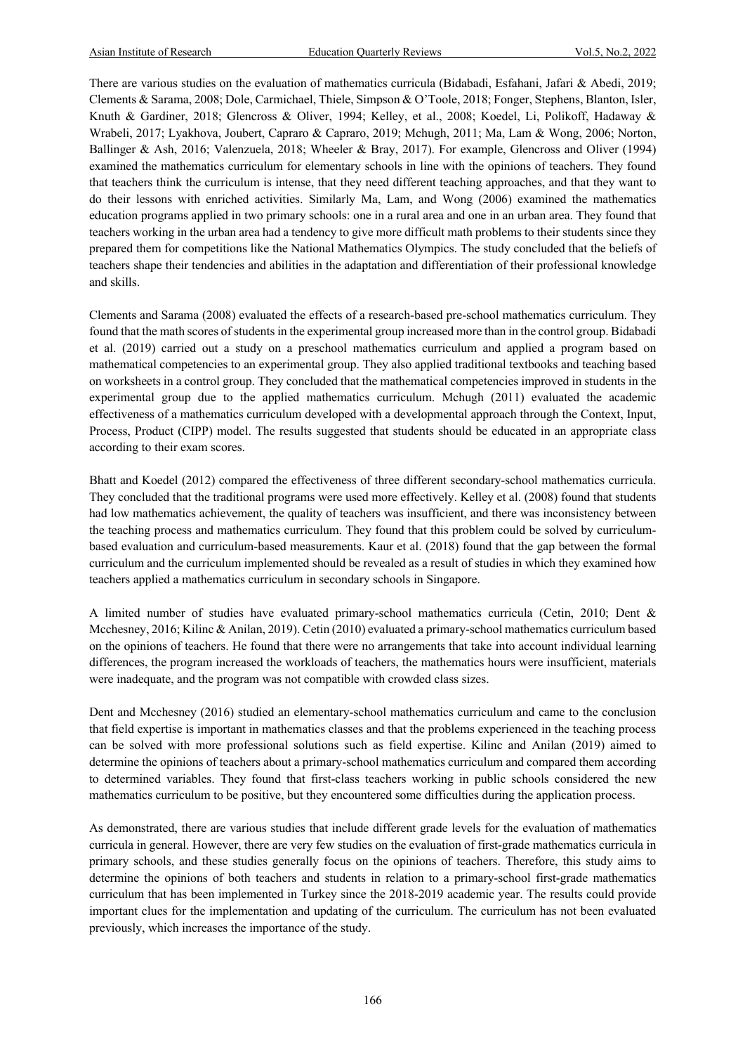There are various studies on the evaluation of mathematics curricula (Bidabadi, Esfahani, Jafari & Abedi, 2019; Clements & Sarama, 2008; Dole, Carmichael, Thiele, Simpson & O'Toole, 2018; Fonger, Stephens, Blanton, Isler, Knuth & Gardiner, 2018; Glencross & Oliver, 1994; Kelley, et al., 2008; Koedel, Li, Polikoff, Hadaway & Wrabeli, 2017; Lyakhova, Joubert, Capraro & Capraro, 2019; Mchugh, 2011; Ma, Lam & Wong, 2006; Norton, Ballinger & Ash, 2016; Valenzuela, 2018; Wheeler & Bray, 2017). For example, Glencross and Oliver (1994) examined the mathematics curriculum for elementary schools in line with the opinions of teachers. They found that teachers think the curriculum is intense, that they need different teaching approaches, and that they want to do their lessons with enriched activities. Similarly Ma, Lam, and Wong (2006) examined the mathematics education programs applied in two primary schools: one in a rural area and one in an urban area. They found that teachers working in the urban area had a tendency to give more difficult math problems to their students since they prepared them for competitions like the National Mathematics Olympics. The study concluded that the beliefs of teachers shape their tendencies and abilities in the adaptation and differentiation of their professional knowledge and skills.

Clements and Sarama (2008) evaluated the effects of a research-based pre-school mathematics curriculum. They found that the math scores of students in the experimental group increased more than in the control group. Bidabadi et al. (2019) carried out a study on a preschool mathematics curriculum and applied a program based on mathematical competencies to an experimental group. They also applied traditional textbooks and teaching based on worksheets in a control group. They concluded that the mathematical competencies improved in students in the experimental group due to the applied mathematics curriculum. Mchugh (2011) evaluated the academic effectiveness of a mathematics curriculum developed with a developmental approach through the Context, Input, Process, Product (CIPP) model. The results suggested that students should be educated in an appropriate class according to their exam scores.

Bhatt and Koedel (2012) compared the effectiveness of three different secondary-school mathematics curricula. They concluded that the traditional programs were used more effectively. Kelley et al. (2008) found that students had low mathematics achievement, the quality of teachers was insufficient, and there was inconsistency between the teaching process and mathematics curriculum. They found that this problem could be solved by curriculum-based evaluation and curriculum-based measurements. Kaur et al. (2018) found that the gap between the formal curriculum and the curriculum implemented should be revealed as a result of studies in which they examined how teachers applied a mathematics curriculum in secondary schools in Singapore.

A limited number of studies have evaluated primary-school mathematics curricula (Cetin, 2010; Dent & Mcchesney, 2016; Kilinc & Anilan, 2019). Cetin (2010) evaluated a primary-school mathematics curriculum based on the opinions of teachers. He found that there were no arrangements that take into account individual learning differences, the program increased the workloads of teachers, the mathematics hours were insufficient, materials were inadequate, and the program was not compatible with crowded class sizes.

Dent and Mcchesney (2016) studied an elementary-school mathematics curriculum and came to the conclusion that field expertise is important in mathematics classes and that the problems experienced in the teaching process can be solved with more professional solutions such as field expertise. Kilinc and Anilan (2019) aimed to determine the opinions of teachers about a primary-school mathematics curriculum and compared them according to determined variables. They found that first-class teachers working in public schools considered the new mathematics curriculum to be positive, but they encountered some difficulties during the application process.

As demonstrated, there are various studies that include different grade levels for the evaluation of mathematics curricula in general. However, there are very few studies on the evaluation of first-grade mathematics curricula in primary schools, and these studies generally focus on the opinions of teachers. Therefore, this study aims to determine the opinions of both teachers and students in relation to a primary-school first-grade mathematics curriculum that has been implemented in Turkey since the 2018-2019 academic year. The results could provide important clues for the implementation and updating of the curriculum. The curriculum has not been evaluated previously, which increases the importance of the study.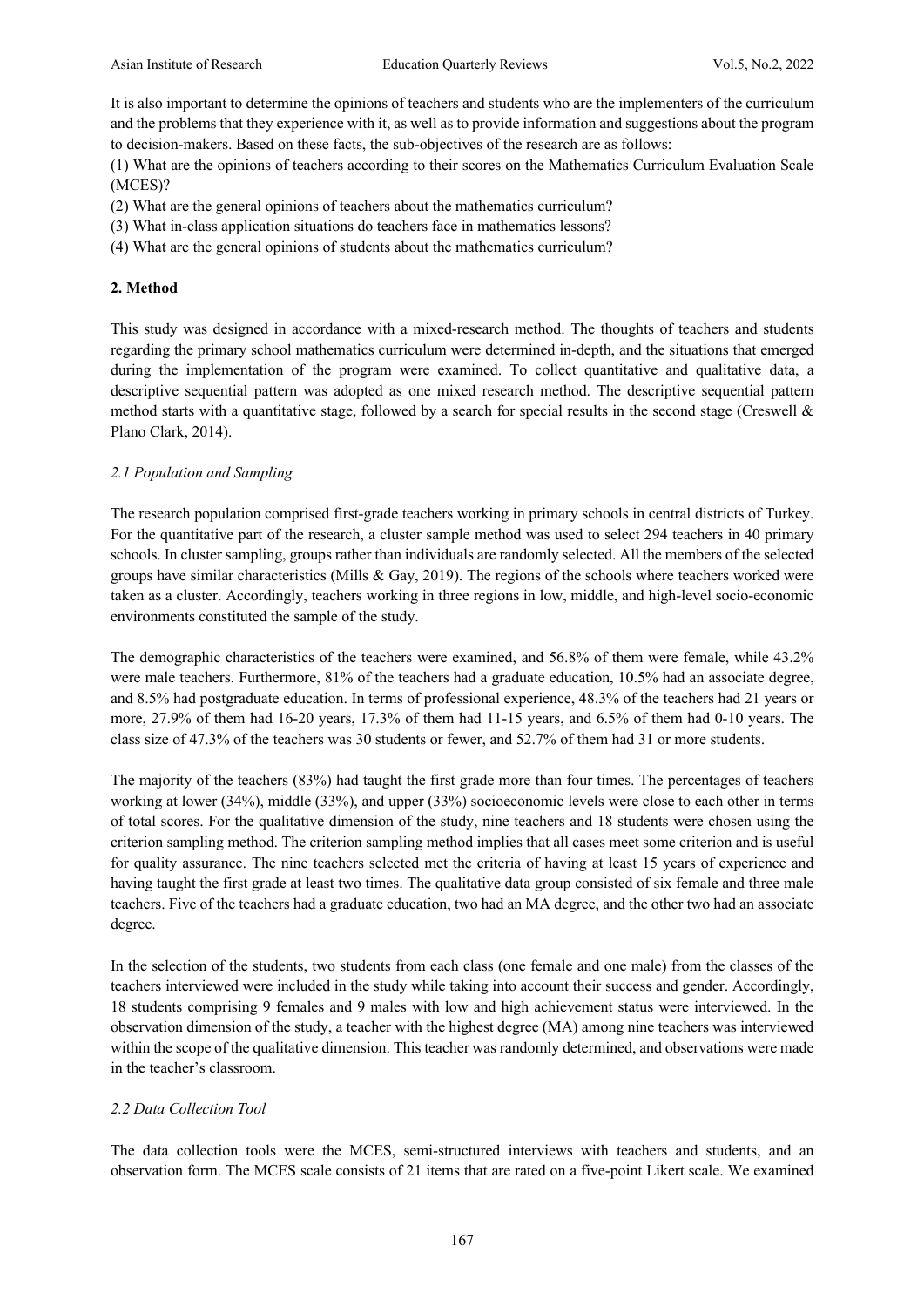It is also important to determine the opinions of teachers and students who are the implementers of the curriculum and the problems that they experience with it, as well as to provide information and suggestions about the program to decision-makers. Based on these facts, the sub-objectives of the research are as follows:

(1) What are the opinions of teachers according to their scores on the Mathematics Curriculum Evaluation Scale (MCES)?

(2) What are the general opinions of teachers about the mathematics curriculum?

(3) What in-class application situations do teachers face in mathematics lessons?

(4) What are the general opinions of students about the mathematics curriculum?

## 2. Method

This study was designed in accordance with a mixed-research method. The thoughts of teachers and students regarding the primary school mathematics curriculum were determined in-depth, and the situations that emerged during the implementation of the program were examined. To collect quantitative and qualitative data, a descriptive sequential pattern was adopted as one mixed research method. The descriptive sequential pattern method starts with a quantitative stage, followed by a search for special results in the second stage (Creswell & Plano Clark, 2014).

### *2.1 Population and Sampling*

The research population comprised first-grade teachers working in primary schools in central districts of Turkey. For the quantitative part of the research, a cluster sample method was used to select 294 teachers in 40 primary schools. In cluster sampling, groups rather than individuals are randomly selected. All the members of the selected groups have similar characteristics (Mills & Gay, 2019). The regions of the schools where teachers worked were taken as a cluster. Accordingly, teachers working in three regions in low, middle, and high-level socio-economic environments constituted the sample of the study.

The demographic characteristics of the teachers were examined, and 56.8% of them were female, while 43.2% were male teachers. Furthermore, 81% of the teachers had a graduate education, 10.5% had an associate degree, and 8.5% had postgraduate education. In terms of professional experience, 48.3% of the teachers had 21 years or more, 27.9% of them had 16-20 years, 17.3% of them had 11-15 years, and 6.5% of them had 0-10 years. The class size of 47.3% of the teachers was 30 students or fewer, and 52.7% of them had 31 or more students.

The majority of the teachers (83%) had taught the first grade more than four times. The percentages of teachers working at lower (34%), middle (33%), and upper (33%) socioeconomic levels were close to each other in terms of total scores. For the qualitative dimension of the study, nine teachers and 18 students were chosen using the criterion sampling method. The criterion sampling method implies that all cases meet some criterion and is useful for quality assurance. The nine teachers selected met the criteria of having at least 15 years of experience and having taught the first grade at least two times. The qualitative data group consisted of six female and three male teachers. Five of the teachers had a graduate education, two had an MA degree, and the other two had an associate degree.

In the selection of the students, two students from each class (one female and one male) from the classes of the teachers interviewed were included in the study while taking into account their success and gender. Accordingly, 18 students comprising 9 females and 9 males with low and high achievement status were interviewed. In the observation dimension of the study, a teacher with the highest degree (MA) among nine teachers was interviewed within the scope of the qualitative dimension. This teacher was randomly determined, and observations were made in the teacher's classroom.

### *2.2 Data Collection Tool*

The data collection tools were the MCES, semi-structured interviews with teachers and students, and an observation form. The MCES scale consists of 21 items that are rated on a five-point Likert scale. We examined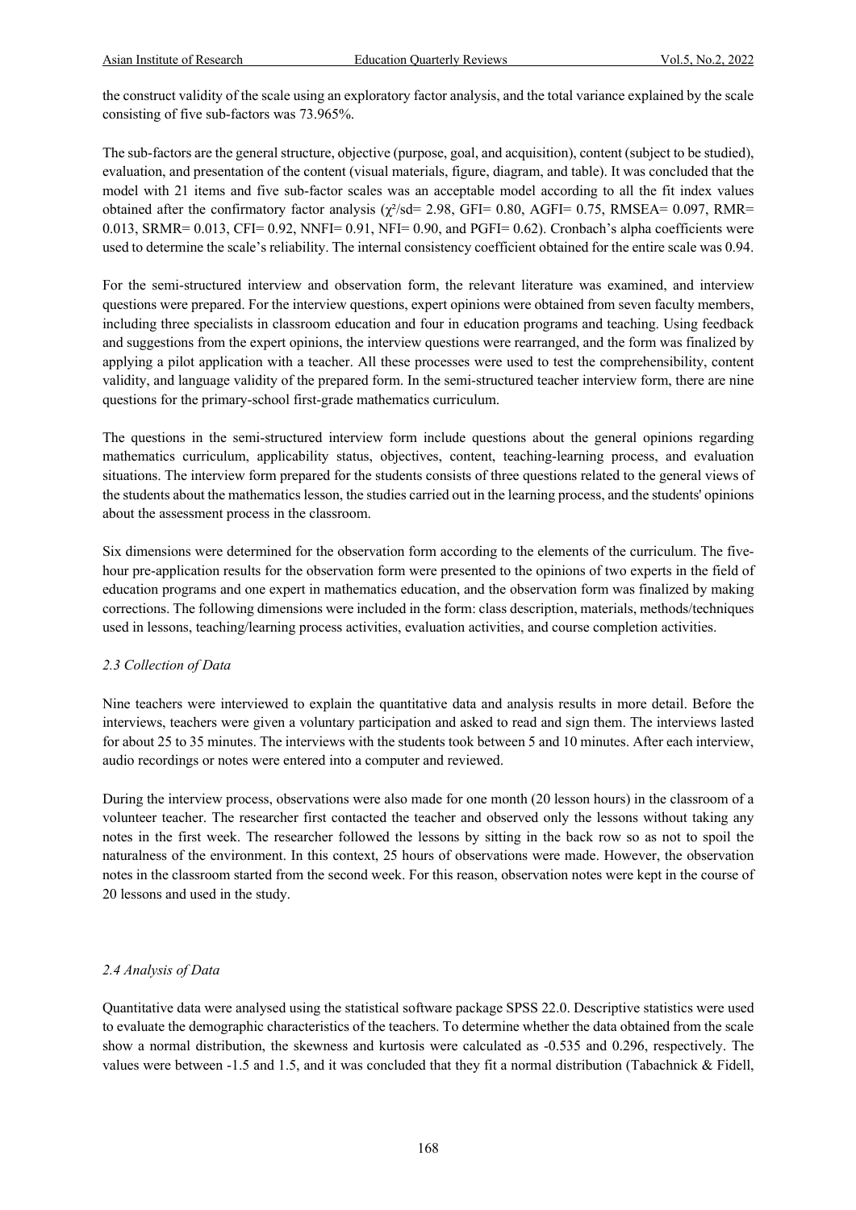the construct validity of the scale using an exploratory factor analysis, and the total variance explained by the scale consisting of five sub-factors was 73.965%.

The sub-factors are the general structure, objective (purpose, goal, and acquisition), content (subject to be studied), evaluation, and presentation of the content (visual materials, figure, diagram, and table). It was concluded that the model with 21 items and five sub-factor scales was an acceptable model according to all the fit index values obtained after the confirmatory factor analysis ($\chi^2/sd$= 2.98, GFI= 0.80, AGFI= 0.75, RMSEA= 0.097, RMR= 0.013, SRMR= 0.013, CFI= 0.92, NNFI= 0.91, NFI= 0.90, and PGFI= 0.62). Cronbach's alpha coefficients were used to determine the scale's reliability. The internal consistency coefficient obtained for the entire scale was 0.94.

For the semi-structured interview and observation form, the relevant literature was examined, and interview questions were prepared. For the interview questions, expert opinions were obtained from seven faculty members, including three specialists in classroom education and four in education programs and teaching. Using feedback and suggestions from the expert opinions, the interview questions were rearranged, and the form was finalized by applying a pilot application with a teacher. All these processes were used to test the comprehensibility, content validity, and language validity of the prepared form. In the semi-structured teacher interview form, there are nine questions for the primary-school first-grade mathematics curriculum.

The questions in the semi-structured interview form include questions about the general opinions regarding mathematics curriculum, applicability status, objectives, content, teaching-learning process, and evaluation situations. The interview form prepared for the students consists of three questions related to the general views of the students about the mathematics lesson, the studies carried out in the learning process, and the students' opinions about the assessment process in the classroom.

Six dimensions were determined for the observation form according to the elements of the curriculum. The five-hour pre-application results for the observation form were presented to the opinions of two experts in the field of education programs and one expert in mathematics education, and the observation form was finalized by making corrections. The following dimensions were included in the form: class description, materials, methods/techniques used in lessons, teaching/learning process activities, evaluation activities, and course completion activities.

### *2.3 Collection of Data*

Nine teachers were interviewed to explain the quantitative data and analysis results in more detail. Before the interviews, teachers were given a voluntary participation and asked to read and sign them. The interviews lasted for about 25 to 35 minutes. The interviews with the students took between 5 and 10 minutes. After each interview, audio recordings or notes were entered into a computer and reviewed.

During the interview process, observations were also made for one month (20 lesson hours) in the classroom of a volunteer teacher. The researcher first contacted the teacher and observed only the lessons without taking any notes in the first week. The researcher followed the lessons by sitting in the back row so as not to spoil the naturalness of the environment. In this context, 25 hours of observations were made. However, the observation notes in the classroom started from the second week. For this reason, observation notes were kept in the course of 20 lessons and used in the study.

### *2.4 Analysis of Data*

Quantitative data were analysed using the statistical software package SPSS 22.0. Descriptive statistics were used to evaluate the demographic characteristics of the teachers. To determine whether the data obtained from the scale show a normal distribution, the skewness and kurtosis were calculated as -0.535 and 0.296, respectively. The values were between -1.5 and 1.5, and it was concluded that they fit a normal distribution (Tabachnick & Fidell,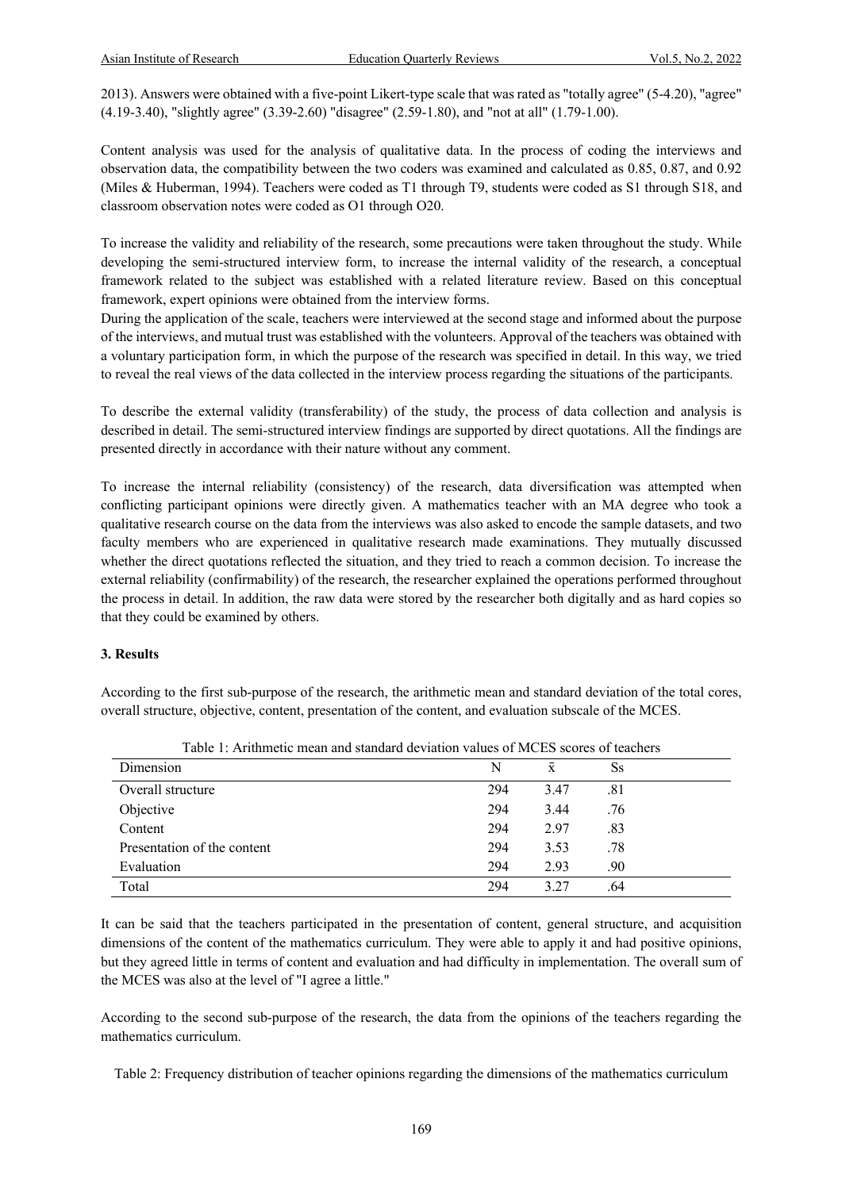2013). Answers were obtained with a five-point Likert-type scale that was rated as "totally agree" (5-4.20), "agree" (4.19-3.40), "slightly agree" (3.39-2.60) "disagree" (2.59-1.80), and "not at all" (1.79-1.00).

Content analysis was used for the analysis of qualitative data. In the process of coding the interviews and observation data, the compatibility between the two coders was examined and calculated as 0.85, 0.87, and 0.92 (Miles & Huberman, 1994). Teachers were coded as T1 through T9, students were coded as S1 through S18, and classroom observation notes were coded as O1 through O20.

To increase the validity and reliability of the research, some precautions were taken throughout the study. While developing the semi-structured interview form, to increase the internal validity of the research, a conceptual framework related to the subject was established with a related literature review. Based on this conceptual framework, expert opinions were obtained from the interview forms.
During the application of the scale, teachers were interviewed at the second stage and informed about the purpose of the interviews, and mutual trust was established with the volunteers. Approval of the teachers was obtained with a voluntary participation form, in which the purpose of the research was specified in detail. In this way, we tried to reveal the real views of the data collected in the interview process regarding the situations of the participants.

To describe the external validity (transferability) of the study, the process of data collection and analysis is described in detail. The semi-structured interview findings are supported by direct quotations. All the findings are presented directly in accordance with their nature without any comment.

To increase the internal reliability (consistency) of the research, data diversification was attempted when conflicting participant opinions were directly given. A mathematics teacher with an MA degree who took a qualitative research course on the data from the interviews was also asked to encode the sample datasets, and two faculty members who are experienced in qualitative research made examinations. They mutually discussed whether the direct quotations reflected the situation, and they tried to reach a common decision. To increase the external reliability (confirmability) of the research, the researcher explained the operations performed throughout the process in detail. In addition, the raw data were stored by the researcher both digitally and as hard copies so that they could be examined by others.

## 3. Results

According to the first sub-purpose of the research, the arithmetic mean and standard deviation of the total cores, overall structure, objective, content, presentation of the content, and evaluation subscale of the MCES.

Table 1: Arithmetic mean and standard deviation values of MCES scores of teachers

| Dimension | N | $\bar{x}$ | Ss |
|---|---|---|---|
| Overall structure | 294 | 3.47 | .81 |
| Objective | 294 | 3.44 | .76 |
| Content | 294 | 2.97 | .83 |
| Presentation of the content | 294 | 3.53 | .78 |
| Evaluation | 294 | 2.93 | .90 |
| Total | 294 | 3.27 | .64 |

It can be said that the teachers participated in the presentation of content, general structure, and acquisition dimensions of the content of the mathematics curriculum. They were able to apply it and had positive opinions, but they agreed little in terms of content and evaluation and had difficulty in implementation. The overall sum of the MCES was also at the level of "I agree a little."

According to the second sub-purpose of the research, the data from the opinions of the teachers regarding the mathematics curriculum.

Table 2: Frequency distribution of teacher opinions regarding the dimensions of the mathematics curriculum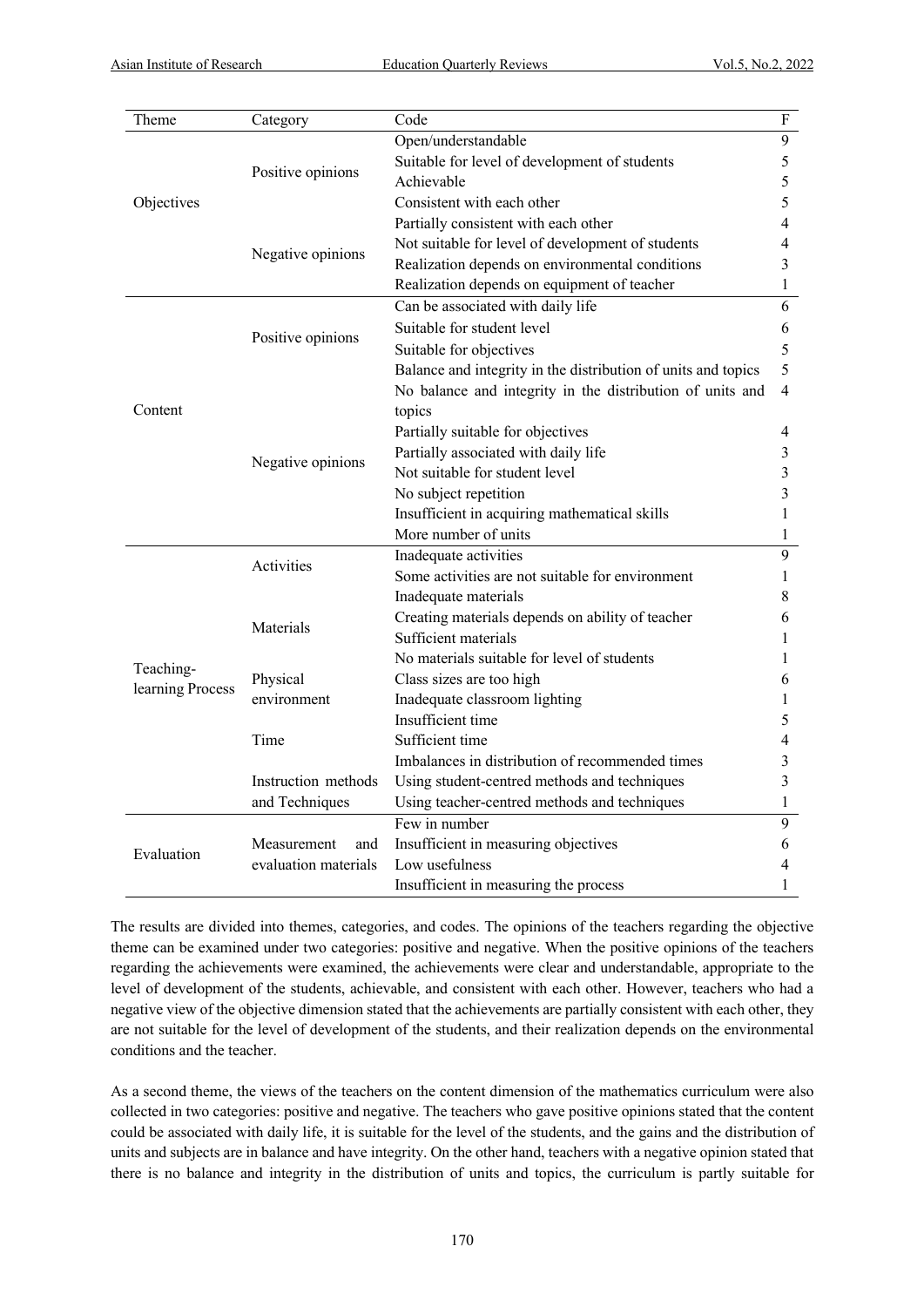| Theme | Category | Code | F |
|---|---|---|---|
| Objectives | Positive opinions | Open/understandable | 9 |
| | | Suitable for level of development of students | 5 |
| | | Achievable | 5 |
| | | Consistent with each other | 5 |
| | Negative opinions | Partially consistent with each other | 4 |
| | | Not suitable for level of development of students | 4 |
| | | Realization depends on environmental conditions | 3 |
| | | Realization depends on equipment of teacher | 1 |
| Content | Positive opinions | Can be associated with daily life | 6 |
| | | Suitable for student level | 6 |
| | | Suitable for objectives | 5 |
| | | Balance and integrity in the distribution of units and topics | 5 |
| | Negative opinions | No balance and integrity in the distribution of units and topics | 4 |
| | | Partially suitable for objectives | 4 |
| | | Partially associated with daily life | 3 |
| | | Not suitable for student level | 3 |
| | | No subject repetition | 3 |
| | | Insufficient in acquiring mathematical skills | 1 |
| | | More number of units | 1 |
| Teaching-learning Process | Activities | Inadequate activities | 9 |
| | | Some activities are not suitable for environment | 1 |
| | Materials | Inadequate materials | 8 |
| | | Creating materials depends on ability of teacher | 6 |
| | | Sufficient materials | 1 |
| | | No materials suitable for level of students | 1 |
| | Physical environment | Class sizes are too high | 6 |
| | | Inadequate classroom lighting | 1 |
| | Time | Insufficient time | 5 |
| | | Sufficient time | 4 |
| | | Imbalances in distribution of recommended times | 3 |
| | Instruction methods and Techniques | Using student-centred methods and techniques | 3 |
| | | Using teacher-centred methods and techniques | 1 |
| Evaluation | Measurement and evaluation materials | Few in number | 9 |
| | | Insufficient in measuring objectives | 6 |
| | | Low usefulness | 4 |
| | | Insufficient in measuring the process | 1 |

The results are divided into themes, categories, and codes. The opinions of the teachers regarding the objective theme can be examined under two categories: positive and negative. When the positive opinions of the teachers regarding the achievements were examined, the achievements were clear and understandable, appropriate to the level of development of the students, achievable, and consistent with each other. However, teachers who had a negative view of the objective dimension stated that the achievements are partially consistent with each other, they are not suitable for the level of development of the students, and their realization depends on the environmental conditions and the teacher.

As a second theme, the views of the teachers on the content dimension of the mathematics curriculum were also collected in two categories: positive and negative. The teachers who gave positive opinions stated that the content could be associated with daily life, it is suitable for the level of the students, and the gains and the distribution of units and subjects are in balance and have integrity. On the other hand, teachers with a negative opinion stated that there is no balance and integrity in the distribution of units and topics, the curriculum is partly suitable for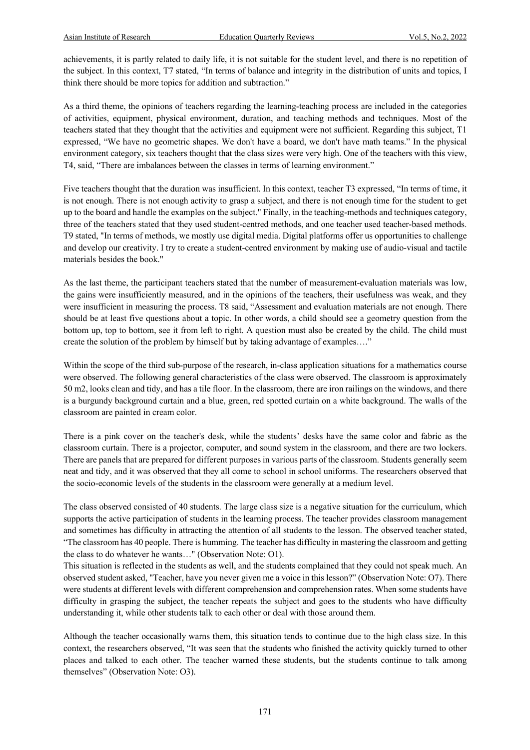achievements, it is partly related to daily life, it is not suitable for the student level, and there is no repetition of the subject. In this context, T7 stated, "In terms of balance and integrity in the distribution of units and topics, I think there should be more topics for addition and subtraction."

As a third theme, the opinions of teachers regarding the learning-teaching process are included in the categories of activities, equipment, physical environment, duration, and teaching methods and techniques. Most of the teachers stated that they thought that the activities and equipment were not sufficient. Regarding this subject, T1 expressed, "We have no geometric shapes. We don't have a board, we don't have math teams." In the physical environment category, six teachers thought that the class sizes were very high. One of the teachers with this view, T4, said, "There are imbalances between the classes in terms of learning environment."

Five teachers thought that the duration was insufficient. In this context, teacher T3 expressed, "In terms of time, it is not enough. There is not enough activity to grasp a subject, and there is not enough time for the student to get up to the board and handle the examples on the subject." Finally, in the teaching-methods and techniques category, three of the teachers stated that they used student-centred methods, and one teacher used teacher-based methods. T9 stated, "In terms of methods, we mostly use digital media. Digital platforms offer us opportunities to challenge and develop our creativity. I try to create a student-centred environment by making use of audio-visual and tactile materials besides the book."

As the last theme, the participant teachers stated that the number of measurement-evaluation materials was low, the gains were insufficiently measured, and in the opinions of the teachers, their usefulness was weak, and they were insufficient in measuring the process. T8 said, "Assessment and evaluation materials are not enough. There should be at least five questions about a topic. In other words, a child should see a geometry question from the bottom up, top to bottom, see it from left to right. A question must also be created by the child. The child must create the solution of the problem by himself but by taking advantage of examples…."

Within the scope of the third sub-purpose of the research, in-class application situations for a mathematics course were observed. The following general characteristics of the class were observed. The classroom is approximately 50 m2, looks clean and tidy, and has a tile floor. In the classroom, there are iron railings on the windows, and there is a burgundy background curtain and a blue, green, red spotted curtain on a white background. The walls of the classroom are painted in cream color.

There is a pink cover on the teacher's desk, while the students' desks have the same color and fabric as the classroom curtain. There is a projector, computer, and sound system in the classroom, and there are two lockers. There are panels that are prepared for different purposes in various parts of the classroom. Students generally seem neat and tidy, and it was observed that they all come to school in school uniforms. The researchers observed that the socio-economic levels of the students in the classroom were generally at a medium level.

The class observed consisted of 40 students. The large class size is a negative situation for the curriculum, which supports the active participation of students in the learning process. The teacher provides classroom management and sometimes has difficulty in attracting the attention of all students to the lesson. The observed teacher stated, "The classroom has 40 people. There is humming. The teacher has difficulty in mastering the classroom and getting the class to do whatever he wants…" (Observation Note: O1).

This situation is reflected in the students as well, and the students complained that they could not speak much. An observed student asked, "Teacher, have you never given me a voice in this lesson?" (Observation Note: O7). There were students at different levels with different comprehension and comprehension rates. When some students have difficulty in grasping the subject, the teacher repeats the subject and goes to the students who have difficulty understanding it, while other students talk to each other or deal with those around them.

Although the teacher occasionally warns them, this situation tends to continue due to the high class size. In this context, the researchers observed, "It was seen that the students who finished the activity quickly turned to other places and talked to each other. The teacher warned these students, but the students continue to talk among themselves" (Observation Note: O3).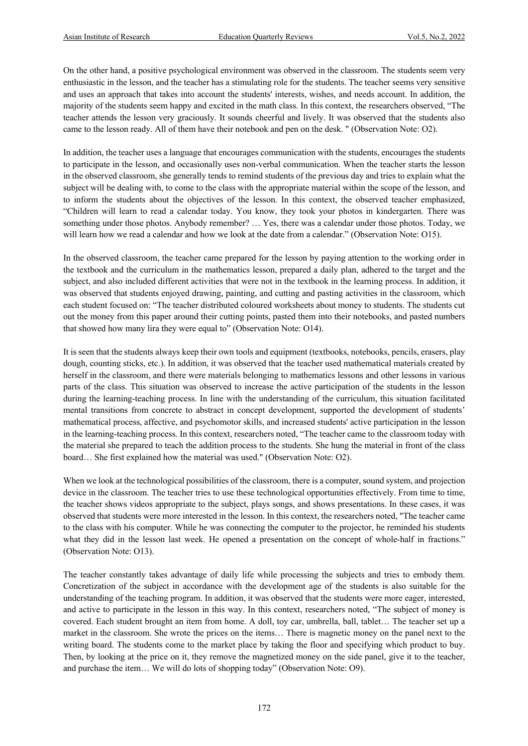On the other hand, a positive psychological environment was observed in the classroom. The students seem very enthusiastic in the lesson, and the teacher has a stimulating role for the students. The teacher seems very sensitive and uses an approach that takes into account the students' interests, wishes, and needs account. In addition, the majority of the students seem happy and excited in the math class. In this context, the researchers observed, "The teacher attends the lesson very graciously. It sounds cheerful and lively. It was observed that the students also came to the lesson ready. All of them have their notebook and pen on the desk. " (Observation Note: O2).

In addition, the teacher uses a language that encourages communication with the students, encourages the students to participate in the lesson, and occasionally uses non-verbal communication. When the teacher starts the lesson in the observed classroom, she generally tends to remind students of the previous day and tries to explain what the subject will be dealing with, to come to the class with the appropriate material within the scope of the lesson, and to inform the students about the objectives of the lesson. In this context, the observed teacher emphasized, "Children will learn to read a calendar today. You know, they took your photos in kindergarten. There was something under those photos. Anybody remember? … Yes, there was a calendar under those photos. Today, we will learn how we read a calendar and how we look at the date from a calendar." (Observation Note: O15).

In the observed classroom, the teacher came prepared for the lesson by paying attention to the working order in the textbook and the curriculum in the mathematics lesson, prepared a daily plan, adhered to the target and the subject, and also included different activities that were not in the textbook in the learning process. In addition, it was observed that students enjoyed drawing, painting, and cutting and pasting activities in the classroom, which each student focused on: "The teacher distributed coloured worksheets about money to students. The students cut out the money from this paper around their cutting points, pasted them into their notebooks, and pasted numbers that showed how many lira they were equal to" (Observation Note: O14).

It is seen that the students always keep their own tools and equipment (textbooks, notebooks, pencils, erasers, play dough, counting sticks, etc.). In addition, it was observed that the teacher used mathematical materials created by herself in the classroom, and there were materials belonging to mathematics lessons and other lessons in various parts of the class. This situation was observed to increase the active participation of the students in the lesson during the learning-teaching process. In line with the understanding of the curriculum, this situation facilitated mental transitions from concrete to abstract in concept development, supported the development of students' mathematical process, affective, and psychomotor skills, and increased students' active participation in the lesson in the learning-teaching process. In this context, researchers noted, "The teacher came to the classroom today with the material she prepared to teach the addition process to the students. She hung the material in front of the class board… She first explained how the material was used." (Observation Note: O2).

When we look at the technological possibilities of the classroom, there is a computer, sound system, and projection device in the classroom. The teacher tries to use these technological opportunities effectively. From time to time, the teacher shows videos appropriate to the subject, plays songs, and shows presentations. In these cases, it was observed that students were more interested in the lesson. In this context, the researchers noted, "The teacher came to the class with his computer. While he was connecting the computer to the projector, he reminded his students what they did in the lesson last week. He opened a presentation on the concept of whole-half in fractions." (Observation Note: O13).

The teacher constantly takes advantage of daily life while processing the subjects and tries to embody them. Concretization of the subject in accordance with the development age of the students is also suitable for the understanding of the teaching program. In addition, it was observed that the students were more eager, interested, and active to participate in the lesson in this way. In this context, researchers noted, "The subject of money is covered. Each student brought an item from home. A doll, toy car, umbrella, ball, tablet… The teacher set up a market in the classroom. She wrote the prices on the items… There is magnetic money on the panel next to the writing board. The students come to the market place by taking the floor and specifying which product to buy. Then, by looking at the price on it, they remove the magnetized money on the side panel, give it to the teacher, and purchase the item… We will do lots of shopping today" (Observation Note: O9).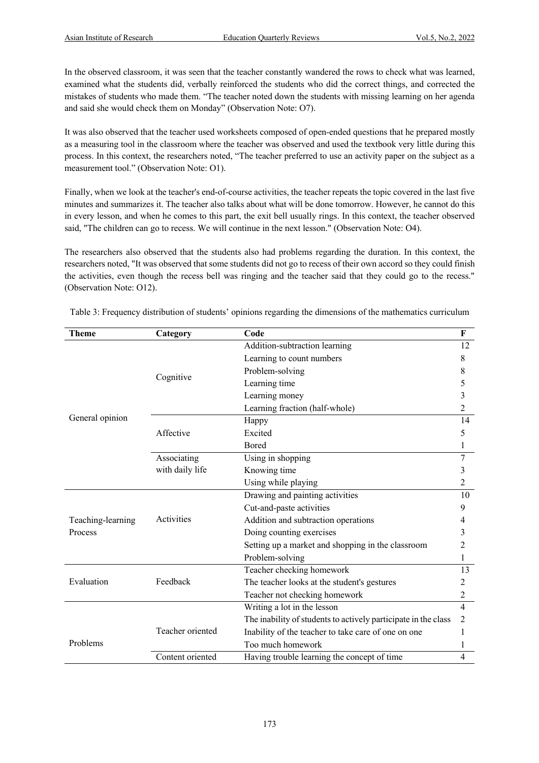In the observed classroom, it was seen that the teacher constantly wandered the rows to check what was learned, examined what the students did, verbally reinforced the students who did the correct things, and corrected the mistakes of students who made them. "The teacher noted down the students with missing learning on her agenda and said she would check them on Monday" (Observation Note: O7).

It was also observed that the teacher used worksheets composed of open-ended questions that he prepared mostly as a measuring tool in the classroom where the teacher was observed and used the textbook very little during this process. In this context, the researchers noted, "The teacher preferred to use an activity paper on the subject as a measurement tool." (Observation Note: O1).

Finally, when we look at the teacher's end-of-course activities, the teacher repeats the topic covered in the last five minutes and summarizes it. The teacher also talks about what will be done tomorrow. However, he cannot do this in every lesson, and when he comes to this part, the exit bell usually rings. In this context, the teacher observed said, "The children can go to recess. We will continue in the next lesson." (Observation Note: O4).

The researchers also observed that the students also had problems regarding the duration. In this context, the researchers noted, "It was observed that some students did not go to recess of their own accord so they could finish the activities, even though the recess bell was ringing and the teacher said that they could go to the recess." (Observation Note: O12).

Table 3: Frequency distribution of students' opinions regarding the dimensions of the mathematics curriculum

| Theme | Category | Code | F |
|---|---|---|---|
| General opinion | Cognitive | Addition-subtraction learning | 12 |
| | | Learning to count numbers | 8 |
| | | Problem-solving | 8 |
| | | Learning time | 5 |
| | | Learning money | 3 |
| | | Learning fraction (half-whole) | 2 |
| | Affective | Happy | 14 |
| | | Excited | 5 |
| | | Bored | 1 |
| | Associating with daily life | Using in shopping | 7 |
| | | Knowing time | 3 |
| | | Using while playing | 2 |
| Teaching-learning Process | Activities | Drawing and painting activities | 10 |
| | | Cut-and-paste activities | 9 |
| | | Addition and subtraction operations | 4 |
| | | Doing counting exercises | 3 |
| | | Setting up a market and shopping in the classroom | 2 |
| | | Problem-solving | 1 |
| Evaluation | Feedback | Teacher checking homework | 13 |
| | | The teacher looks at the student's gestures | 2 |
| | | Teacher not checking homework | 2 |
| Problems | Teacher oriented | Writing a lot in the lesson | 4 |
| | | The inability of students to actively participate in the class | 2 |
| | | Inability of the teacher to take care of one on one | 1 |
| | | Too much homework | 1 |
| | Content oriented | Having trouble learning the concept of time | 4 |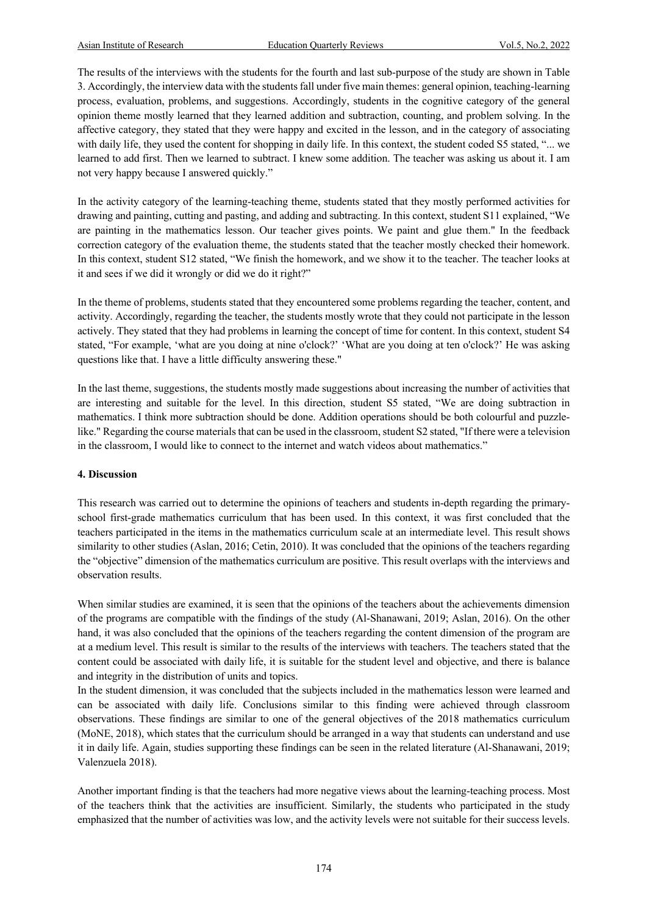The results of the interviews with the students for the fourth and last sub-purpose of the study are shown in Table 3. Accordingly, the interview data with the students fall under five main themes: general opinion, teaching-learning process, evaluation, problems, and suggestions. Accordingly, students in the cognitive category of the general opinion theme mostly learned that they learned addition and subtraction, counting, and problem solving. In the affective category, they stated that they were happy and excited in the lesson, and in the category of associating with daily life, they used the content for shopping in daily life. In this context, the student coded S5 stated, "... we learned to add first. Then we learned to subtract. I knew some addition. The teacher was asking us about it. I am not very happy because I answered quickly."

In the activity category of the learning-teaching theme, students stated that they mostly performed activities for drawing and painting, cutting and pasting, and adding and subtracting. In this context, student S11 explained, "We are painting in the mathematics lesson. Our teacher gives points. We paint and glue them." In the feedback correction category of the evaluation theme, the students stated that the teacher mostly checked their homework. In this context, student S12 stated, "We finish the homework, and we show it to the teacher. The teacher looks at it and sees if we did it wrongly or did we do it right?"

In the theme of problems, students stated that they encountered some problems regarding the teacher, content, and activity. Accordingly, regarding the teacher, the students mostly wrote that they could not participate in the lesson actively. They stated that they had problems in learning the concept of time for content. In this context, student S4 stated, "For example, 'what are you doing at nine o'clock?' 'What are you doing at ten o'clock?' He was asking questions like that. I have a little difficulty answering these."

In the last theme, suggestions, the students mostly made suggestions about increasing the number of activities that are interesting and suitable for the level. In this direction, student S5 stated, "We are doing subtraction in mathematics. I think more subtraction should be done. Addition operations should be both colourful and puzzle-like." Regarding the course materials that can be used in the classroom, student S2 stated, "If there were a television in the classroom, I would like to connect to the internet and watch videos about mathematics."

## 4. Discussion

This research was carried out to determine the opinions of teachers and students in-depth regarding the primary-school first-grade mathematics curriculum that has been used. In this context, it was first concluded that the teachers participated in the items in the mathematics curriculum scale at an intermediate level. This result shows similarity to other studies (Aslan, 2016; Cetin, 2010). It was concluded that the opinions of the teachers regarding the "objective" dimension of the mathematics curriculum are positive. This result overlaps with the interviews and observation results.

When similar studies are examined, it is seen that the opinions of the teachers about the achievements dimension of the programs are compatible with the findings of the study (Al-Shanawani, 2019; Aslan, 2016). On the other hand, it was also concluded that the opinions of the teachers regarding the content dimension of the program are at a medium level. This result is similar to the results of the interviews with teachers. The teachers stated that the content could be associated with daily life, it is suitable for the student level and objective, and there is balance and integrity in the distribution of units and topics.

In the student dimension, it was concluded that the subjects included in the mathematics lesson were learned and can be associated with daily life. Conclusions similar to this finding were achieved through classroom observations. These findings are similar to one of the general objectives of the 2018 mathematics curriculum (MoNE, 2018), which states that the curriculum should be arranged in a way that students can understand and use it in daily life. Again, studies supporting these findings can be seen in the related literature (Al-Shanawani, 2019; Valenzuela 2018).

Another important finding is that the teachers had more negative views about the learning-teaching process. Most of the teachers think that the activities are insufficient. Similarly, the students who participated in the study emphasized that the number of activities was low, and the activity levels were not suitable for their success levels.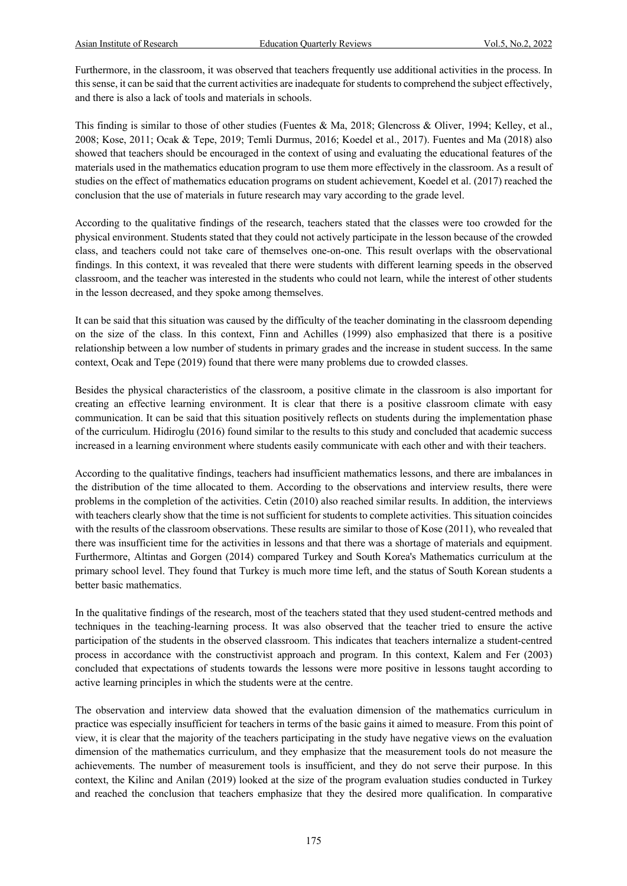Furthermore, in the classroom, it was observed that teachers frequently use additional activities in the process. In this sense, it can be said that the current activities are inadequate for students to comprehend the subject effectively, and there is also a lack of tools and materials in schools.

This finding is similar to those of other studies (Fuentes & Ma, 2018; Glencross & Oliver, 1994; Kelley, et al., 2008; Kose, 2011; Ocak & Tepe, 2019; Temli Durmus, 2016; Koedel et al., 2017). Fuentes and Ma (2018) also showed that teachers should be encouraged in the context of using and evaluating the educational features of the materials used in the mathematics education program to use them more effectively in the classroom. As a result of studies on the effect of mathematics education programs on student achievement, Koedel et al. (2017) reached the conclusion that the use of materials in future research may vary according to the grade level.

According to the qualitative findings of the research, teachers stated that the classes were too crowded for the physical environment. Students stated that they could not actively participate in the lesson because of the crowded class, and teachers could not take care of themselves one-on-one. This result overlaps with the observational findings. In this context, it was revealed that there were students with different learning speeds in the observed classroom, and the teacher was interested in the students who could not learn, while the interest of other students in the lesson decreased, and they spoke among themselves.

It can be said that this situation was caused by the difficulty of the teacher dominating in the classroom depending on the size of the class. In this context, Finn and Achilles (1999) also emphasized that there is a positive relationship between a low number of students in primary grades and the increase in student success. In the same context, Ocak and Tepe (2019) found that there were many problems due to crowded classes.

Besides the physical characteristics of the classroom, a positive climate in the classroom is also important for creating an effective learning environment. It is clear that there is a positive classroom climate with easy communication. It can be said that this situation positively reflects on students during the implementation phase of the curriculum. Hidiroglu (2016) found similar to the results to this study and concluded that academic success increased in a learning environment where students easily communicate with each other and with their teachers.

According to the qualitative findings, teachers had insufficient mathematics lessons, and there are imbalances in the distribution of the time allocated to them. According to the observations and interview results, there were problems in the completion of the activities. Cetin (2010) also reached similar results. In addition, the interviews with teachers clearly show that the time is not sufficient for students to complete activities. This situation coincides with the results of the classroom observations. These results are similar to those of Kose (2011), who revealed that there was insufficient time for the activities in lessons and that there was a shortage of materials and equipment. Furthermore, Altintas and Gorgen (2014) compared Turkey and South Korea's Mathematics curriculum at the primary school level. They found that Turkey is much more time left, and the status of South Korean students a better basic mathematics.

In the qualitative findings of the research, most of the teachers stated that they used student-centred methods and techniques in the teaching-learning process. It was also observed that the teacher tried to ensure the active participation of the students in the observed classroom. This indicates that teachers internalize a student-centred process in accordance with the constructivist approach and program. In this context, Kalem and Fer (2003) concluded that expectations of students towards the lessons were more positive in lessons taught according to active learning principles in which the students were at the centre.

The observation and interview data showed that the evaluation dimension of the mathematics curriculum in practice was especially insufficient for teachers in terms of the basic gains it aimed to measure. From this point of view, it is clear that the majority of the teachers participating in the study have negative views on the evaluation dimension of the mathematics curriculum, and they emphasize that the measurement tools do not measure the achievements. The number of measurement tools is insufficient, and they do not serve their purpose. In this context, the Kilinc and Anilan (2019) looked at the size of the program evaluation studies conducted in Turkey and reached the conclusion that teachers emphasize that they the desired more qualification. In comparative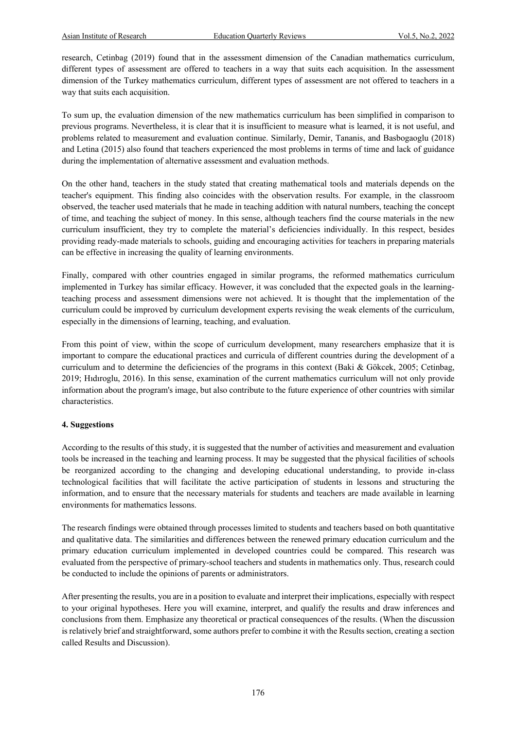research, Cetinbag (2019) found that in the assessment dimension of the Canadian mathematics curriculum, different types of assessment are offered to teachers in a way that suits each acquisition. In the assessment dimension of the Turkey mathematics curriculum, different types of assessment are not offered to teachers in a way that suits each acquisition.

To sum up, the evaluation dimension of the new mathematics curriculum has been simplified in comparison to previous programs. Nevertheless, it is clear that it is insufficient to measure what is learned, it is not useful, and problems related to measurement and evaluation continue. Similarly, Demir, Tananis, and Basbogaoglu (2018) and Letina (2015) also found that teachers experienced the most problems in terms of time and lack of guidance during the implementation of alternative assessment and evaluation methods.

On the other hand, teachers in the study stated that creating mathematical tools and materials depends on the teacher's equipment. This finding also coincides with the observation results. For example, in the classroom observed, the teacher used materials that he made in teaching addition with natural numbers, teaching the concept of time, and teaching the subject of money. In this sense, although teachers find the course materials in the new curriculum insufficient, they try to complete the material's deficiencies individually. In this respect, besides providing ready-made materials to schools, guiding and encouraging activities for teachers in preparing materials can be effective in increasing the quality of learning environments.

Finally, compared with other countries engaged in similar programs, the reformed mathematics curriculum implemented in Turkey has similar efficacy. However, it was concluded that the expected goals in the learning-teaching process and assessment dimensions were not achieved. It is thought that the implementation of the curriculum could be improved by curriculum development experts revising the weak elements of the curriculum, especially in the dimensions of learning, teaching, and evaluation.

From this point of view, within the scope of curriculum development, many researchers emphasize that it is important to compare the educational practices and curricula of different countries during the development of a curriculum and to determine the deficiencies of the programs in this context (Baki & Gökcek, 2005; Cetinbag, 2019; Hıdıroglu, 2016). In this sense, examination of the current mathematics curriculum will not only provide information about the program's image, but also contribute to the future experience of other countries with similar characteristics.

## 4. Suggestions

According to the results of this study, it is suggested that the number of activities and measurement and evaluation tools be increased in the teaching and learning process. It may be suggested that the physical facilities of schools be reorganized according to the changing and developing educational understanding, to provide in-class technological facilities that will facilitate the active participation of students in lessons and structuring the information, and to ensure that the necessary materials for students and teachers are made available in learning environments for mathematics lessons.

The research findings were obtained through processes limited to students and teachers based on both quantitative and qualitative data. The similarities and differences between the renewed primary education curriculum and the primary education curriculum implemented in developed countries could be compared. This research was evaluated from the perspective of primary-school teachers and students in mathematics only. Thus, research could be conducted to include the opinions of parents or administrators.

After presenting the results, you are in a position to evaluate and interpret their implications, especially with respect to your original hypotheses. Here you will examine, interpret, and qualify the results and draw inferences and conclusions from them. Emphasize any theoretical or practical consequences of the results. (When the discussion is relatively brief and straightforward, some authors prefer to combine it with the Results section, creating a section called Results and Discussion).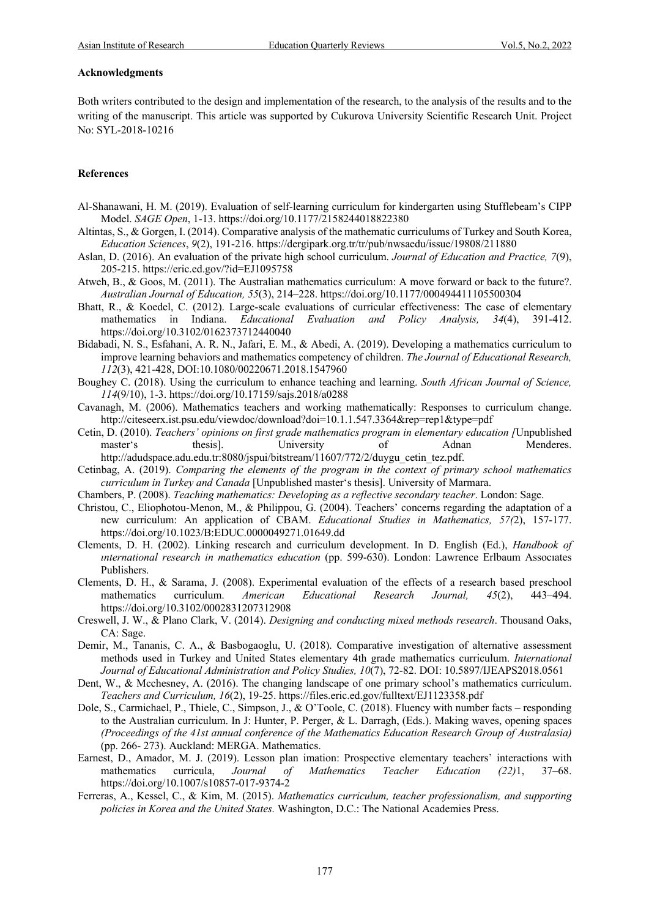**Acknowledgments**

Both writers contributed to the design and implementation of the research, to the analysis of the results and to the writing of the manuscript. This article was supported by Cukurova University Scientific Research Unit. Project No: SYL-2018-10216

**References**

Al-Shanawani, H. M. (2019). Evaluation of self-learning curriculum for kindergarten using Stufflebeam's CIPP Model. *SAGE Open*, 1-13. https://doi.org/10.1177/2158244018822380

Altintas, S., & Gorgen, I. (2014). Comparative analysis of the mathematic curriculums of Turkey and South Korea, *Education Sciences*, *9*(2), 191-216. https://dergipark.org.tr/tr/pub/nwsaedu/issue/19808/211880

Aslan, D. (2016). An evaluation of the private high school curriculum. *Journal of Education and Practice, 7*(9), 205-215. https://eric.ed.gov/?id=EJ1095758

Atweh, B., & Goos, M. (2011). The Australian mathematics curriculum: A move forward or back to the future?. *Australian Journal of Education, 55*(3), 214–228. https://doi.org/10.1177/000494411105500304

Bhatt, R., & Koedel, C. (2012). Large-scale evaluations of curricular effectiveness: The case of elementary mathematics in Indiana. *Educational Evaluation and Policy Analysis, 34*(4), 391-412. https://doi.org/10.3102/0162373712440040

Bidabadi, N. S., Esfahani, A. R. N., Jafari, E. M., & Abedi, A. (2019). Developing a mathematics curriculum to improve learning behaviors and mathematics competency of children. *The Journal of Educational Research, 112*(3), 421-428, DOI:10.1080/00220671.2018.1547960

Boughey C. (2018). Using the curriculum to enhance teaching and learning. *South African Journal of Science, 114*(9/10), 1-3. https://doi.org/10.17159/sajs.2018/a0288

Cavanagh, M. (2006). Mathematics teachers and working mathematically: Responses to curriculum change. http://citeseerx.ist.psu.edu/viewdoc/download?doi=10.1.1.547.3364&rep=rep1&type=pdf

Cetin, D. (2010). *Teachers' opinions on first grade mathematics program in elementary education [*Unpublished master's thesis]. University of Adnan Menderes. http://adudspace.adu.edu.tr:8080/jspui/bitstream/11607/772/2/duygu_cetin_tez.pdf.

Cetinbag, A. (2019). *Comparing the elements of the program in the context of primary school mathematics curriculum in Turkey and Canada* [Unpublished master's thesis]. University of Marmara.

Chambers, P. (2008). *Teaching mathematics: Developing as a reflective secondary teacher*. London: Sage.

Christou, C., Eliophotou-Menon, M., & Philippou, G. (2004). Teachers' concerns regarding the adaptation of a new curriculum: An application of CBAM. *Educational Studies in Mathematics, 57(*2), 157-177. https://doi.org/10.1023/B:EDUC.0000049271.01649.dd

Clements, D. H. (2002). Linking research and curriculum development. In D. English (Ed.), *Handbook of ınternational research in mathematics education* (pp. 599-630). London: Lawrence Erlbaum Assocıates Publishers.

Clements, D. H., & Sarama, J. (2008). Experimental evaluation of the effects of a research based preschool mathematics curriculum. *American Educational Research Journal, 45*(2), 443–494. https://doi.org/10.3102/0002831207312908

Creswell, J. W., & Plano Clark, V. (2014). *Designing and conducting mixed methods research*. Thousand Oaks, CA: Sage.

Demir, M., Tananis, C. A., & Basbogaoglu, U. (2018). Comparative investigation of alternative assessment methods used in Turkey and United States elementary 4th grade mathematics curriculum. *International Journal of Educational Administration and Policy Studies, 10*(7), 72-82. DOI: 10.5897/IJEAPS2018.0561

Dent, W., & Mcchesney, A. (2016). The changing landscape of one primary school's mathematics curriculum. *Teachers and Curriculum, 16*(2), 19-25. https://files.eric.ed.gov/fulltext/EJ1123358.pdf

Dole, S., Carmichael, P., Thiele, C., Simpson, J., & O'Toole, C. (2018). Fluency with number facts – responding to the Australian curriculum. In J: Hunter, P. Perger, & L. Darragh, (Eds.). Making waves, opening spaces *(Proceedings of the 41st annual conference of the Mathematics Education Research Group of Australasia)* (pp. 266- 273). Auckland: MERGA. Mathematics.

Earnest, D., Amador, M. J. (2019). Lesson plan imation: Prospective elementary teachers' interactions with mathematics curricula, *Journal of Mathematics Teacher Education (22)*1, 37–68. https://doi.org/10.1007/s10857-017-9374-2

Ferreras, A., Kessel, C., & Kim, M. (2015). *Mathematics curriculum, teacher professionalism, and supporting policies in Korea and the United States.* Washington, D.C.: The National Academies Press.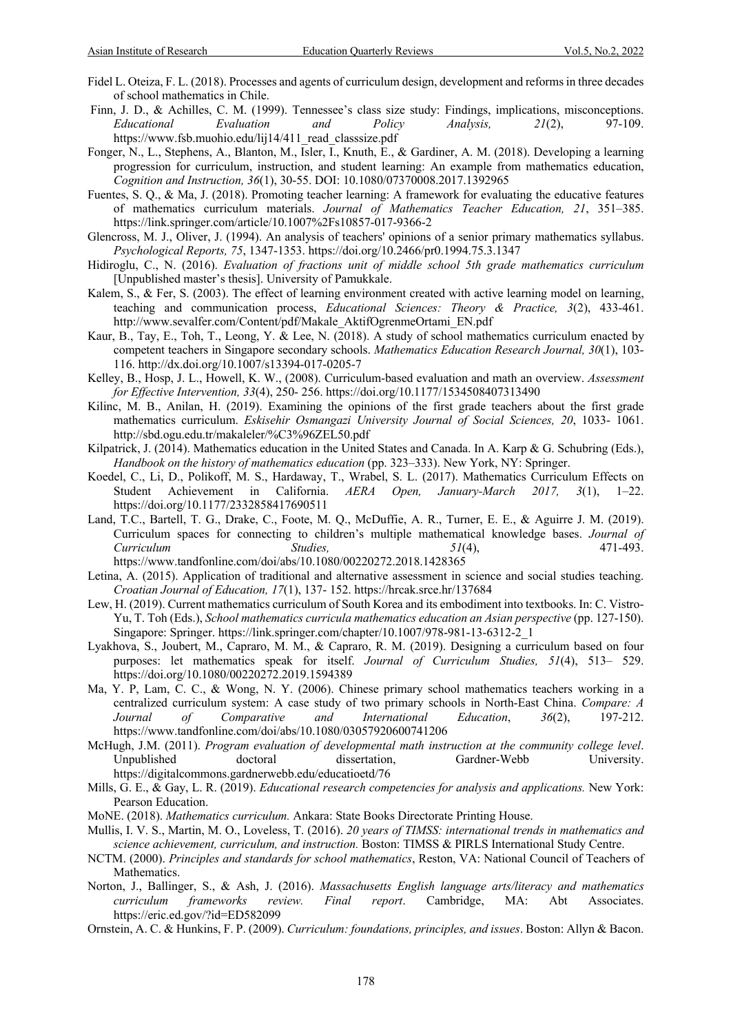Fidel L. Oteiza, F. L. (2018). Processes and agents of curriculum design, development and reforms in three decades of school mathematics in Chile.

Finn, J. D., & Achilles, C. M. (1999). Tennessee's class size study: Findings, implications, misconceptions. *Educational Evaluation and Policy Analysis, 21*(2), 97-109. https://www.fsb.muohio.edu/lij14/411_read_classsize.pdf

Fonger, N., L., Stephens, A., Blanton, M., Isler, I., Knuth, E., & Gardiner, A. M. (2018). Developing a learning progression for curriculum, instruction, and student learning: An example from mathematics education, *Cognition and Instruction, 36*(1), 30-55. DOI: 10.1080/07370008.2017.1392965

Fuentes, S. Q., & Ma, J. (2018). Promoting teacher learning: A framework for evaluating the educative features of mathematics curriculum materials. *Journal of Mathematics Teacher Education, 21*, 351–385. https://link.springer.com/article/10.1007%2Fs10857-017-9366-2

Glencross, M. J., Oliver, J. (1994). An analysis of teachers' opinions of a senior primary mathematics syllabus. *Psychological Reports, 75*, 1347-1353. https://doi.org/10.2466/pr0.1994.75.3.1347

Hidiroglu, C., N. (2016). *Evaluation of fractions unit of middle school 5th grade mathematics curriculum* [Unpublished master's thesis]. University of Pamukkale.

Kalem, S., & Fer, S. (2003). The effect of learning environment created with active learning model on learning, teaching and communication process, *Educational Sciences: Theory & Practice, 3*(2), 433-461. http://www.sevalfer.com/Content/pdf/Makale_AktifOgrenmeOrtami_EN.pdf

Kaur, B., Tay, E., Toh, T., Leong, Y. & Lee, N. (2018). A study of school mathematics curriculum enacted by competent teachers in Singapore secondary schools. *Mathematics Education Research Journal, 30*(1), 103-116. http://dx.doi.org/10.1007/s13394-017-0205-7

Kelley, B., Hosp, J. L., Howell, K. W., (2008). Curriculum-based evaluation and math an overview. *Assessment for Effective Intervention, 33*(4), 250- 256. https://doi.org/10.1177/1534508407313490

Kilinc, M. B., Anilan, H. (2019). Examining the opinions of the first grade teachers about the first grade mathematics curriculum. *Eskisehir Osmangazi University Journal of Social Sciences, 20*, 1033- 1061. http://sbd.ogu.edu.tr/makaleler/%C3%96ZEL50.pdf

Kilpatrick, J. (2014). Mathematics education in the United States and Canada. In A. Karp & G. Schubring (Eds.), *Handbook on the history of mathematics education* (pp. 323–333). New York, NY: Springer.

Koedel, C., Li, D., Polikoff, M. S., Hardaway, T., Wrabel, S. L. (2017). Mathematics Curriculum Effects on Student Achievement in California. *AERA Open, January-March 2017, 3*(1), 1–22. https://doi.org/10.1177/2332858417690511

Land, T.C., Bartell, T. G., Drake, C., Foote, M. Q., McDuffie, A. R., Turner, E. E., & Aguirre J. M. (2019). Curriculum spaces for connecting to children's multiple mathematical knowledge bases. *Journal of Curriculum Studies, 51*(4), 471-493. https://www.tandfonline.com/doi/abs/10.1080/00220272.2018.1428365

Letina, A. (2015). Application of traditional and alternative assessment in science and social studies teaching. *Croatian Journal of Education, 17*(1), 137- 152. https://hrcak.srce.hr/137684

Lew, H. (2019). Current mathematics curriculum of South Korea and its embodiment into textbooks. In: C. Vistro-Yu, T. Toh (Eds.), *School mathematics curricula mathematics education an Asian perspective* (pp. 127-150). Singapore: Springer. https://link.springer.com/chapter/10.1007/978-981-13-6312-2_1

Lyakhova, S., Joubert, M., Capraro, M. M., & Capraro, R. M. (2019). Designing a curriculum based on four purposes: let mathematics speak for itself. *Journal of Curriculum Studies, 51*(4), 513– 529. https://doi.org/10.1080/00220272.2019.1594389

Ma, Y. P, Lam, C. C., & Wong, N. Y. (2006). Chinese primary school mathematics teachers working in a centralized curriculum system: A case study of two primary schools in North-East China. *Compare: A Journal of Comparative and International Education*, *36*(2), 197-212. https://www.tandfonline.com/doi/abs/10.1080/03057920600741206

McHugh, J.M. (2011). *Program evaluation of developmental math instruction at the community college level*. Unpublished doctoral dissertation, Gardner-Webb University. https://digitalcommons.gardner-webb.edu/educatioetd/76

Mills, G. E., & Gay, L. R. (2019). *Educational research competencies for analysis and applications.* New York: Pearson Education.

MoNE. (2018). *Mathematics curriculum.* Ankara: State Books Directorate Printing House.

Mullis, I. V. S., Martin, M. O., Loveless, T. (2016). *20 years of TIMSS: international trends in mathematics and science achievement, curriculum, and instruction.* Boston: TIMSS & PIRLS International Study Centre.

NCTM. (2000). *Principles and standards for school mathematics*, Reston, VA: National Council of Teachers of Mathematics.

Norton, J., Ballinger, S., & Ash, J. (2016). *Massachusetts English language arts/literacy and mathematics curriculum frameworks review. Final report*. Cambridge, MA: Abt Associates. https://eric.ed.gov/?id=ED582099

Ornstein, A. C. & Hunkins, F. P. (2009). *Curriculum: foundations, principles, and issues*. Boston: Allyn & Bacon.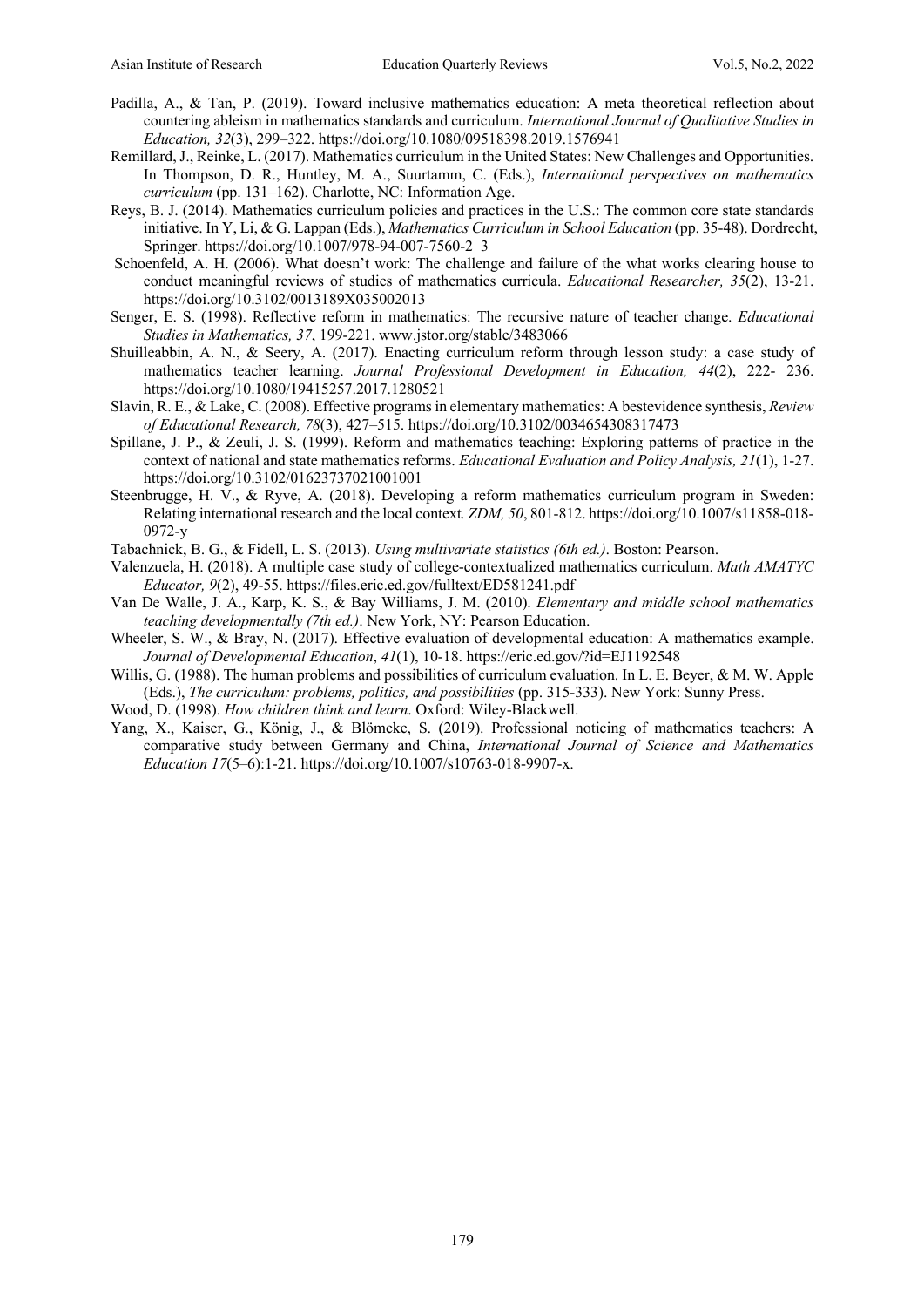Padilla, A., & Tan, P. (2019). Toward inclusive mathematics education: A meta theoretical reflection about countering ableism in mathematics standards and curriculum. *International Journal of Qualitative Studies in Education, 32*(3), 299–322. https://doi.org/10.1080/09518398.2019.1576941

Remillard, J., Reinke, L. (2017). Mathematics curriculum in the United States: New Challenges and Opportunities. In Thompson, D. R., Huntley, M. A., Suurtamm, C. (Eds.), *International perspectives on mathematics curriculum* (pp. 131–162). Charlotte, NC: Information Age.

Reys, B. J. (2014). Mathematics curriculum policies and practices in the U.S.: The common core state standards initiative. In Y, Li, & G. Lappan (Eds.), *Mathematics Curriculum in School Education* (pp. 35-48). Dordrecht, Springer. https://doi.org/10.1007/978-94-007-7560-2_3

Schoenfeld, A. H. (2006). What doesn't work: The challenge and failure of the what works clearing house to conduct meaningful reviews of studies of mathematics curricula. *Educational Researcher, 35*(2), 13-21. https://doi.org/10.3102/0013189X035002013

Senger, E. S. (1998). Reflective reform in mathematics: The recursive nature of teacher change. *Educational Studies in Mathematics, 37*, 199-221. www.jstor.org/stable/3483066

Shuilleabbin, A. N., & Seery, A. (2017). Enacting curriculum reform through lesson study: a case study of mathematics teacher learning. *Journal Professional Development in Education, 44*(2), 222- 236. https://doi.org/10.1080/19415257.2017.1280521

Slavin, R. E., & Lake, C. (2008). Effective programs in elementary mathematics: A bestevidence synthesis, *Review of Educational Research, 78*(3), 427–515. https://doi.org/10.3102/0034654308317473

Spillane, J. P., & Zeuli, J. S. (1999). Reform and mathematics teaching: Exploring patterns of practice in the context of national and state mathematics reforms. *Educational Evaluation and Policy Analysis, 21*(1), 1-27. https://doi.org/10.3102/01623737021001001

Steenbrugge, H. V., & Ryve, A. (2018). Developing a reform mathematics curriculum program in Sweden: Relating international research and the local context. *ZDM, 50*, 801-812. https://doi.org/10.1007/s11858-018-0972-y

Tabachnick, B. G., & Fidell, L. S. (2013). *Using multivariate statistics (6th ed.)*. Boston: Pearson.

Valenzuela, H. (2018). A multiple case study of college-contextualized mathematics curriculum. *Math AMATYC Educator, 9*(2), 49-55. https://files.eric.ed.gov/fulltext/ED581241.pdf

Van De Walle, J. A., Karp, K. S., & Bay Williams, J. M. (2010). *Elementary and middle school mathematics teaching developmentally (7th ed.)*. New York, NY: Pearson Education.

Wheeler, S. W., & Bray, N. (2017). Effective evaluation of developmental education: A mathematics example. *Journal of Developmental Education*, *41*(1), 10-18. https://eric.ed.gov/?id=EJ1192548

Willis, G. (1988). The human problems and possibilities of curriculum evaluation. In L. E. Beyer, & M. W. Apple (Eds.), *The curriculum: problems, politics, and possibilities* (pp. 315-333). New York: Sunny Press.

Wood, D. (1998). *How children think and learn*. Oxford: Wiley-Blackwell.

Yang, X., Kaiser, G., König, J., & Blömeke, S. (2019). Professional noticing of mathematics teachers: A comparative study between Germany and China, *International Journal of Science and Mathematics Education 17*(5–6):1-21. https://doi.org/10.1007/s10763-018-9907-x.